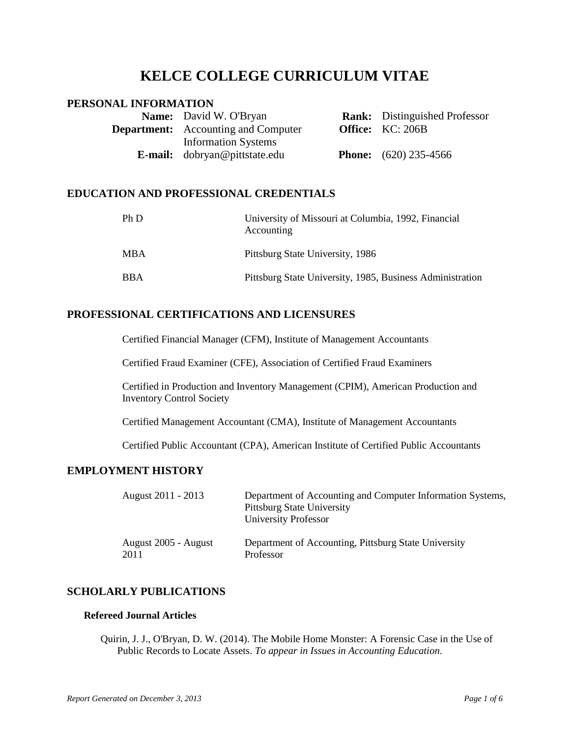# KELCE COLLEGE CURRICULUM VITAE

## PERSONAL INFORMATION

**Name:** David W. O'Bryan
**Department:** Accounting and Computer Information Systems
**E-mail:** dobryan@pittstate.edu
**Rank:** Distinguished Professor
**Office:** KC: 206B
**Phone:** (620) 235-4566

## EDUCATION AND PROFESSIONAL CREDENTIALS

| | |
|---|---|
| Ph D | University of Missouri at Columbia, 1992, Financial Accounting |
| MBA | Pittsburg State University, 1986 |
| BBA | Pittsburg State University, 1985, Business Administration |

## PROFESSIONAL CERTIFICATIONS AND LICENSURES

Certified Financial Manager (CFM), Institute of Management Accountants

Certified Fraud Examiner (CFE), Association of Certified Fraud Examiners

Certified in Production and Inventory Management (CPIM), American Production and Inventory Control Society

Certified Management Accountant (CMA), Institute of Management Accountants

Certified Public Accountant (CPA), American Institute of Certified Public Accountants

## EMPLOYMENT HISTORY

| | |
|---|---|
| August 2011 - 2013 | Department of Accounting and Computer Information Systems, Pittsburg State University<br>University Professor |
| August 2005 - August 2011 | Department of Accounting, Pittsburg State University<br>Professor |

## SCHOLARLY PUBLICATIONS

### Refereed Journal Articles

Quirin, J. J., O'Bryan, D. W. (2014). The Mobile Home Monster: A Forensic Case in the Use of Public Records to Locate Assets. *To appear in Issues in Accounting Education*.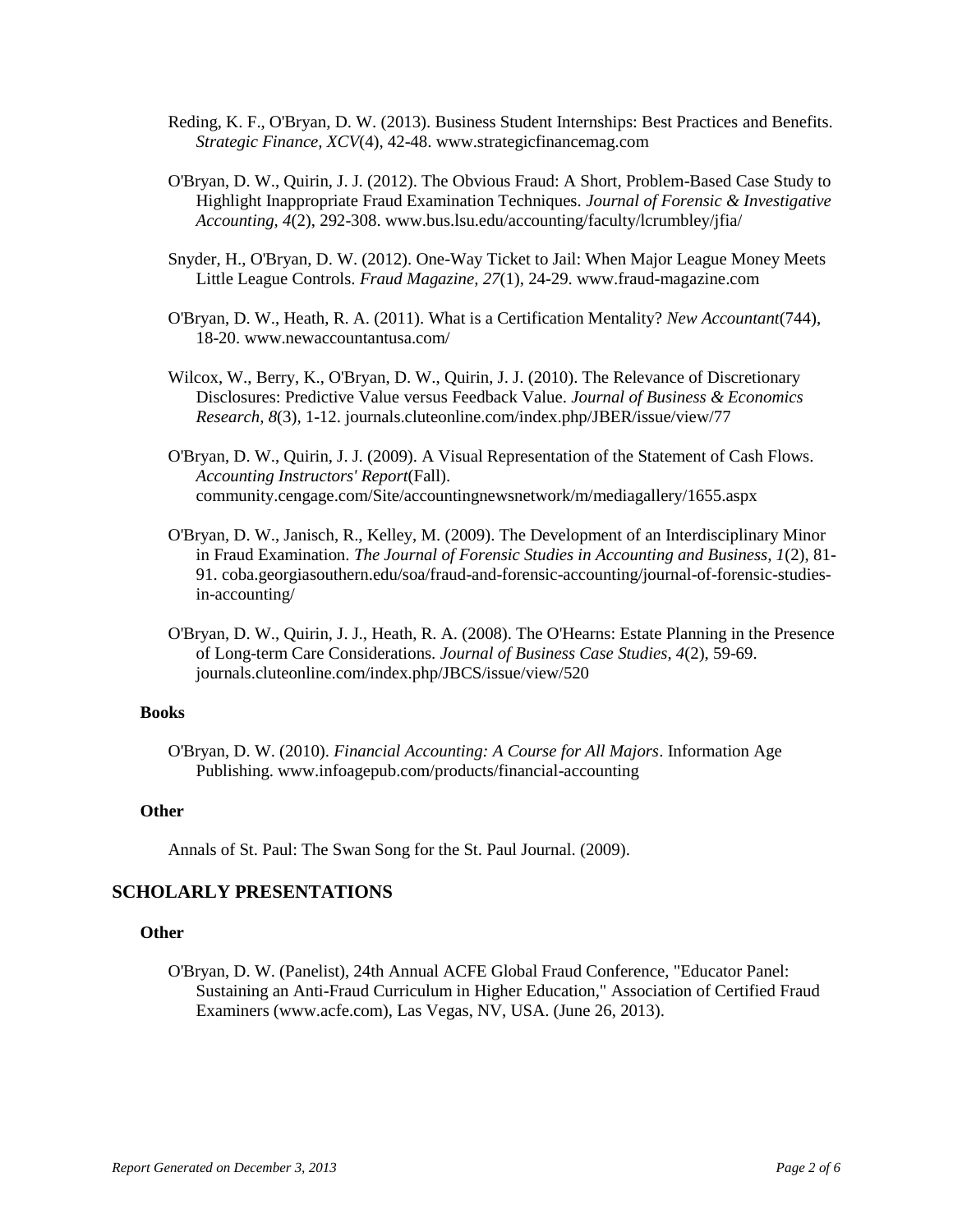Reding, K. F., O'Bryan, D. W. (2013). Business Student Internships: Best Practices and Benefits. *Strategic Finance, XCV*(4), 42-48. www.strategicfinancemag.com

O'Bryan, D. W., Quirin, J. J. (2012). The Obvious Fraud: A Short, Problem-Based Case Study to Highlight Inappropriate Fraud Examination Techniques. *Journal of Forensic & Investigative Accounting, 4*(2), 292-308. www.bus.lsu.edu/accounting/faculty/lcrumbley/jfia/

Snyder, H., O'Bryan, D. W. (2012). One-Way Ticket to Jail: When Major League Money Meets Little League Controls. *Fraud Magazine, 27*(1), 24-29. www.fraud-magazine.com

O'Bryan, D. W., Heath, R. A. (2011). What is a Certification Mentality? *New Accountant*(744), 18-20. www.newaccountantusa.com/

Wilcox, W., Berry, K., O'Bryan, D. W., Quirin, J. J. (2010). The Relevance of Discretionary Disclosures: Predictive Value versus Feedback Value. *Journal of Business & Economics Research, 8*(3), 1-12. journals.cluteonline.com/index.php/JBER/issue/view/77

O'Bryan, D. W., Quirin, J. J. (2009). A Visual Representation of the Statement of Cash Flows. *Accounting Instructors' Report*(Fall). community.cengage.com/Site/accountingnewsnetwork/m/mediagallery/1655.aspx

O'Bryan, D. W., Janisch, R., Kelley, M. (2009). The Development of an Interdisciplinary Minor in Fraud Examination. *The Journal of Forensic Studies in Accounting and Business, 1*(2), 81-91. coba.georgiasouthern.edu/soa/fraud-and-forensic-accounting/journal-of-forensic-studies-in-accounting/

O'Bryan, D. W., Quirin, J. J., Heath, R. A. (2008). The O'Hearns: Estate Planning in the Presence of Long-term Care Considerations. *Journal of Business Case Studies, 4*(2), 59-69. journals.cluteonline.com/index.php/JBCS/issue/view/520

### Books

O'Bryan, D. W. (2010). *Financial Accounting: A Course for All Majors*. Information Age Publishing. www.infoagepub.com/products/financial-accounting

### Other

Annals of St. Paul: The Swan Song for the St. Paul Journal. (2009).

## SCHOLARLY PRESENTATIONS

### Other

O'Bryan, D. W. (Panelist), 24th Annual ACFE Global Fraud Conference, "Educator Panel: Sustaining an Anti-Fraud Curriculum in Higher Education," Association of Certified Fraud Examiners (www.acfe.com), Las Vegas, NV, USA. (June 26, 2013).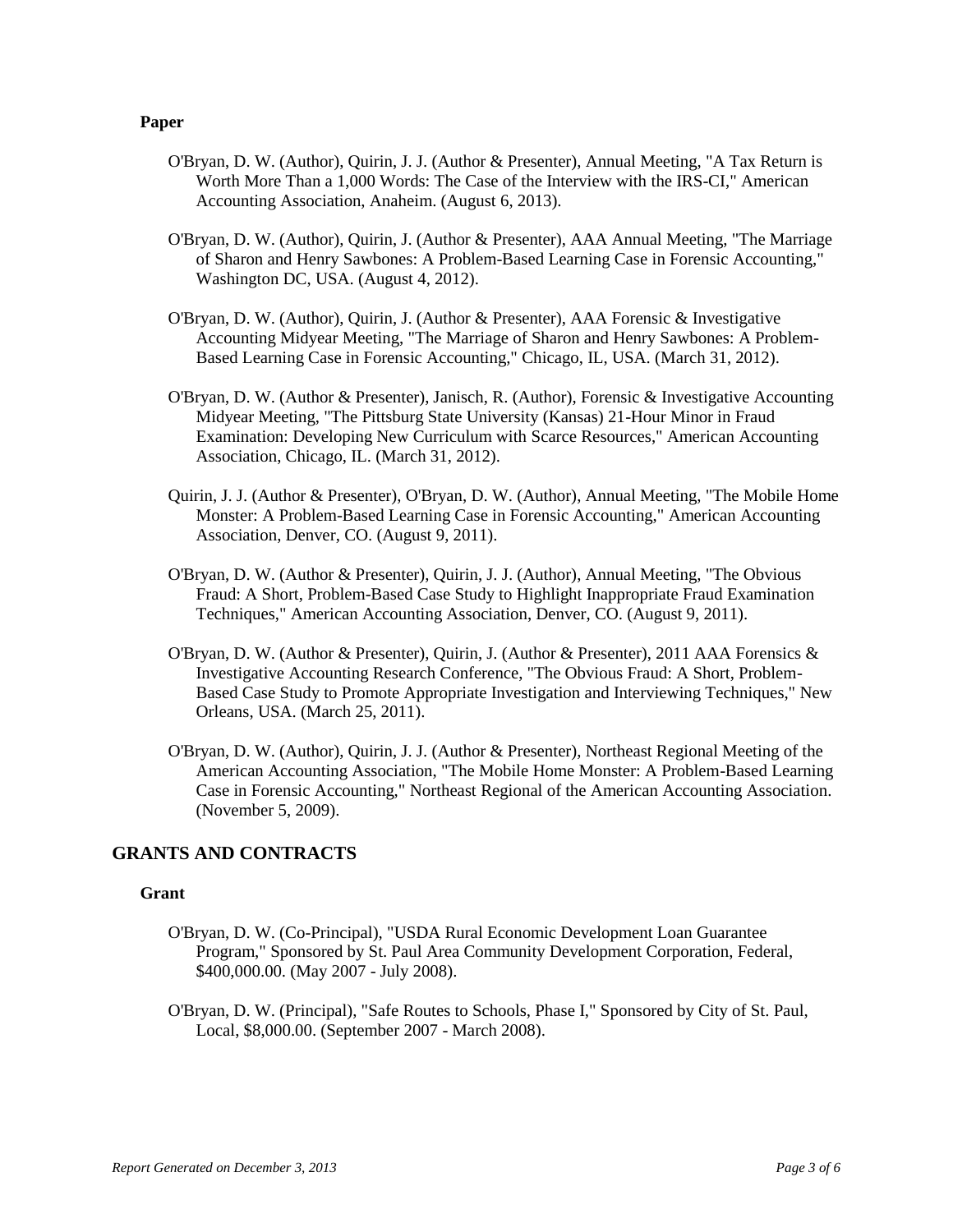### Paper

O'Bryan, D. W. (Author), Quirin, J. J. (Author & Presenter), Annual Meeting, "A Tax Return is Worth More Than a 1,000 Words: The Case of the Interview with the IRS-CI," American Accounting Association, Anaheim. (August 6, 2013).

O'Bryan, D. W. (Author), Quirin, J. (Author & Presenter), AAA Annual Meeting, "The Marriage of Sharon and Henry Sawbones: A Problem-Based Learning Case in Forensic Accounting," Washington DC, USA. (August 4, 2012).

O'Bryan, D. W. (Author), Quirin, J. (Author & Presenter), AAA Forensic & Investigative Accounting Midyear Meeting, "The Marriage of Sharon and Henry Sawbones: A Problem-Based Learning Case in Forensic Accounting," Chicago, IL, USA. (March 31, 2012).

O'Bryan, D. W. (Author & Presenter), Janisch, R. (Author), Forensic & Investigative Accounting Midyear Meeting, "The Pittsburg State University (Kansas) 21-Hour Minor in Fraud Examination: Developing New Curriculum with Scarce Resources," American Accounting Association, Chicago, IL. (March 31, 2012).

Quirin, J. J. (Author & Presenter), O'Bryan, D. W. (Author), Annual Meeting, "The Mobile Home Monster: A Problem-Based Learning Case in Forensic Accounting," American Accounting Association, Denver, CO. (August 9, 2011).

O'Bryan, D. W. (Author & Presenter), Quirin, J. J. (Author), Annual Meeting, "The Obvious Fraud: A Short, Problem-Based Case Study to Highlight Inappropriate Fraud Examination Techniques," American Accounting Association, Denver, CO. (August 9, 2011).

O'Bryan, D. W. (Author & Presenter), Quirin, J. (Author & Presenter), 2011 AAA Forensics & Investigative Accounting Research Conference, "The Obvious Fraud: A Short, Problem-Based Case Study to Promote Appropriate Investigation and Interviewing Techniques," New Orleans, USA. (March 25, 2011).

O'Bryan, D. W. (Author), Quirin, J. J. (Author & Presenter), Northeast Regional Meeting of the American Accounting Association, "The Mobile Home Monster: A Problem-Based Learning Case in Forensic Accounting," Northeast Regional of the American Accounting Association. (November 5, 2009).

## GRANTS AND CONTRACTS

### Grant

O'Bryan, D. W. (Co-Principal), "USDA Rural Economic Development Loan Guarantee Program," Sponsored by St. Paul Area Community Development Corporation, Federal, $400,000.00. (May 2007 - July 2008).

O'Bryan, D. W. (Principal), "Safe Routes to Schools, Phase I," Sponsored by City of St. Paul, Local, $8,000.00. (September 2007 - March 2008).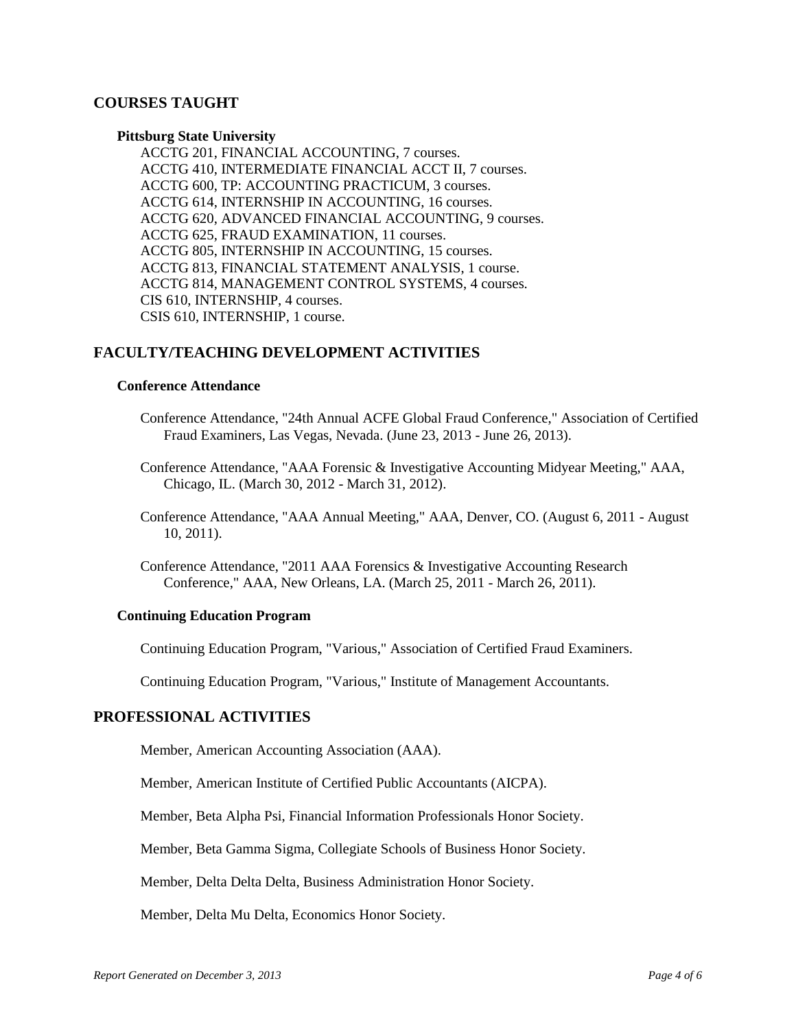## COURSES TAUGHT

### Pittsburg State University

ACCTG 201, FINANCIAL ACCOUNTING, 7 courses.
ACCTG 410, INTERMEDIATE FINANCIAL ACCT II, 7 courses.
ACCTG 600, TP: ACCOUNTING PRACTICUM, 3 courses.
ACCTG 614, INTERNSHIP IN ACCOUNTING, 16 courses.
ACCTG 620, ADVANCED FINANCIAL ACCOUNTING, 9 courses.
ACCTG 625, FRAUD EXAMINATION, 11 courses.
ACCTG 805, INTERNSHIP IN ACCOUNTING, 15 courses.
ACCTG 813, FINANCIAL STATEMENT ANALYSIS, 1 course.
ACCTG 814, MANAGEMENT CONTROL SYSTEMS, 4 courses.
CIS 610, INTERNSHIP, 4 courses.
CSIS 610, INTERNSHIP, 1 course.

## FACULTY/TEACHING DEVELOPMENT ACTIVITIES

### Conference Attendance

Conference Attendance, "24th Annual ACFE Global Fraud Conference," Association of Certified Fraud Examiners, Las Vegas, Nevada. (June 23, 2013 - June 26, 2013).

Conference Attendance, "AAA Forensic & Investigative Accounting Midyear Meeting," AAA, Chicago, IL. (March 30, 2012 - March 31, 2012).

Conference Attendance, "AAA Annual Meeting," AAA, Denver, CO. (August 6, 2011 - August 10, 2011).

Conference Attendance, "2011 AAA Forensics & Investigative Accounting Research Conference," AAA, New Orleans, LA. (March 25, 2011 - March 26, 2011).

### Continuing Education Program

Continuing Education Program, "Various," Association of Certified Fraud Examiners.

Continuing Education Program, "Various," Institute of Management Accountants.

## PROFESSIONAL ACTIVITIES

Member, American Accounting Association (AAA).

Member, American Institute of Certified Public Accountants (AICPA).

Member, Beta Alpha Psi, Financial Information Professionals Honor Society.

Member, Beta Gamma Sigma, Collegiate Schools of Business Honor Society.

Member, Delta Delta Delta, Business Administration Honor Society.

Member, Delta Mu Delta, Economics Honor Society.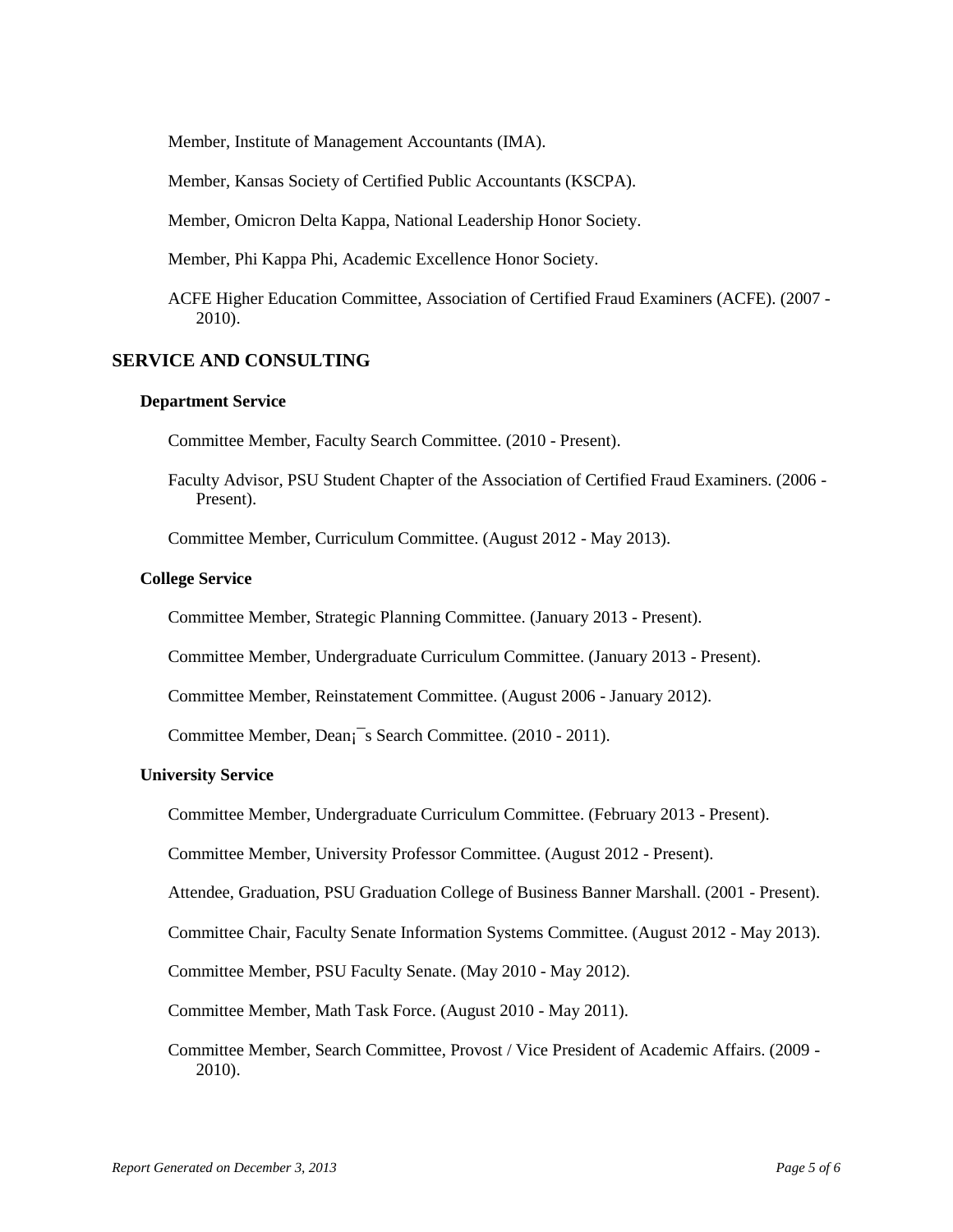Member, Institute of Management Accountants (IMA).

Member, Kansas Society of Certified Public Accountants (KSCPA).

Member, Omicron Delta Kappa, National Leadership Honor Society.

Member, Phi Kappa Phi, Academic Excellence Honor Society.

ACFE Higher Education Committee, Association of Certified Fraud Examiners (ACFE). (2007 - 2010).

## SERVICE AND CONSULTING

### Department Service

Committee Member, Faculty Search Committee. (2010 - Present).

Faculty Advisor, PSU Student Chapter of the Association of Certified Fraud Examiners. (2006 - Present).

Committee Member, Curriculum Committee. (August 2012 - May 2013).

### College Service

Committee Member, Strategic Planning Committee. (January 2013 - Present).

Committee Member, Undergraduate Curriculum Committee. (January 2013 - Present).

Committee Member, Reinstatement Committee. (August 2006 - January 2012).

Committee Member, Dean¡¯s Search Committee. (2010 - 2011).

### University Service

Committee Member, Undergraduate Curriculum Committee. (February 2013 - Present).

Committee Member, University Professor Committee. (August 2012 - Present).

Attendee, Graduation, PSU Graduation College of Business Banner Marshall. (2001 - Present).

Committee Chair, Faculty Senate Information Systems Committee. (August 2012 - May 2013).

Committee Member, PSU Faculty Senate. (May 2010 - May 2012).

Committee Member, Math Task Force. (August 2010 - May 2011).

Committee Member, Search Committee, Provost / Vice President of Academic Affairs. (2009 - 2010).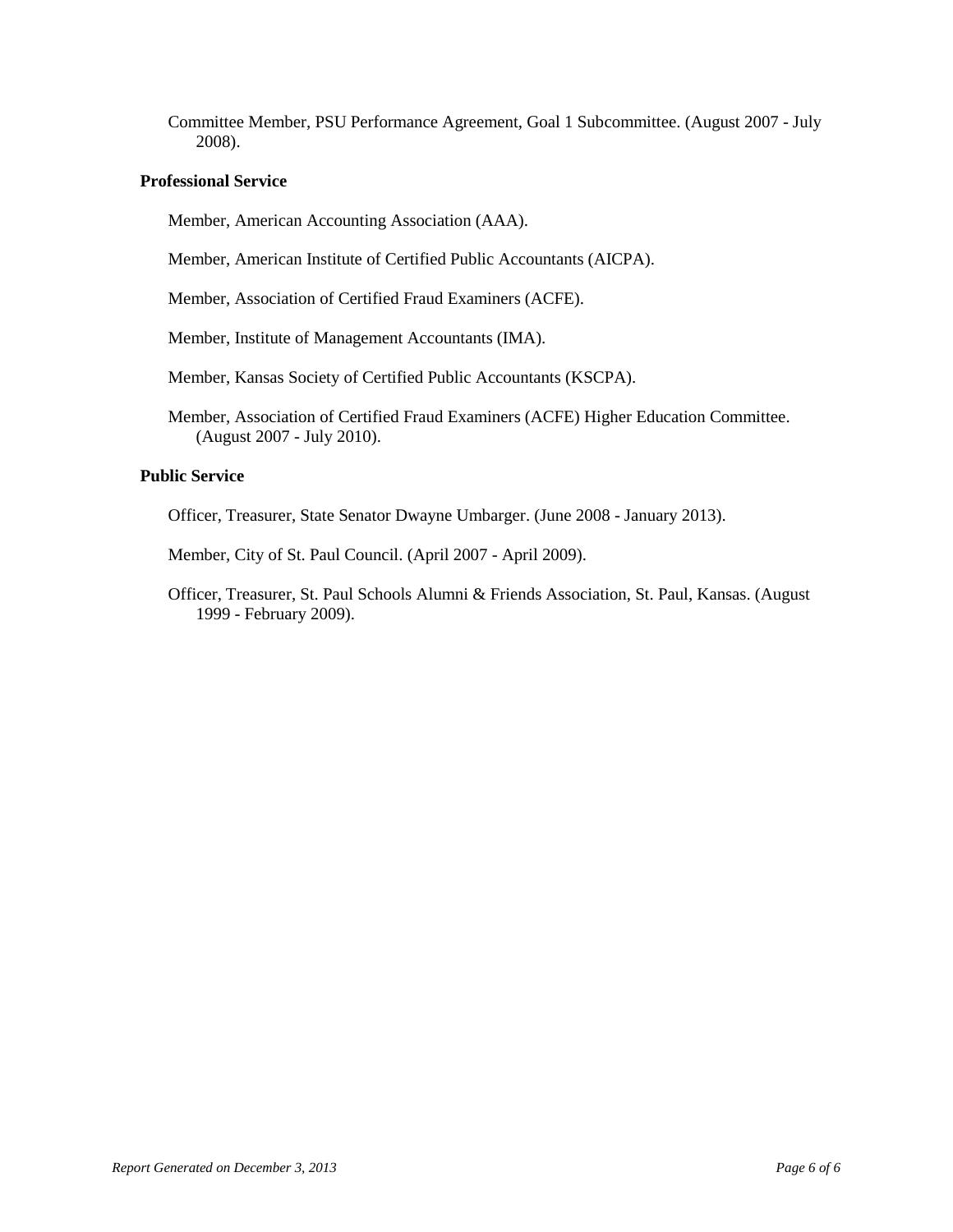Committee Member, PSU Performance Agreement, Goal 1 Subcommittee. (August 2007 - July 2008).

### Professional Service

Member, American Accounting Association (AAA).

Member, American Institute of Certified Public Accountants (AICPA).

Member, Association of Certified Fraud Examiners (ACFE).

Member, Institute of Management Accountants (IMA).

Member, Kansas Society of Certified Public Accountants (KSCPA).

Member, Association of Certified Fraud Examiners (ACFE) Higher Education Committee. (August 2007 - July 2010).

### Public Service

Officer, Treasurer, State Senator Dwayne Umbarger. (June 2008 - January 2013).

Member, City of St. Paul Council. (April 2007 - April 2009).

Officer, Treasurer, St. Paul Schools Alumni & Friends Association, St. Paul, Kansas. (August 1999 - February 2009).